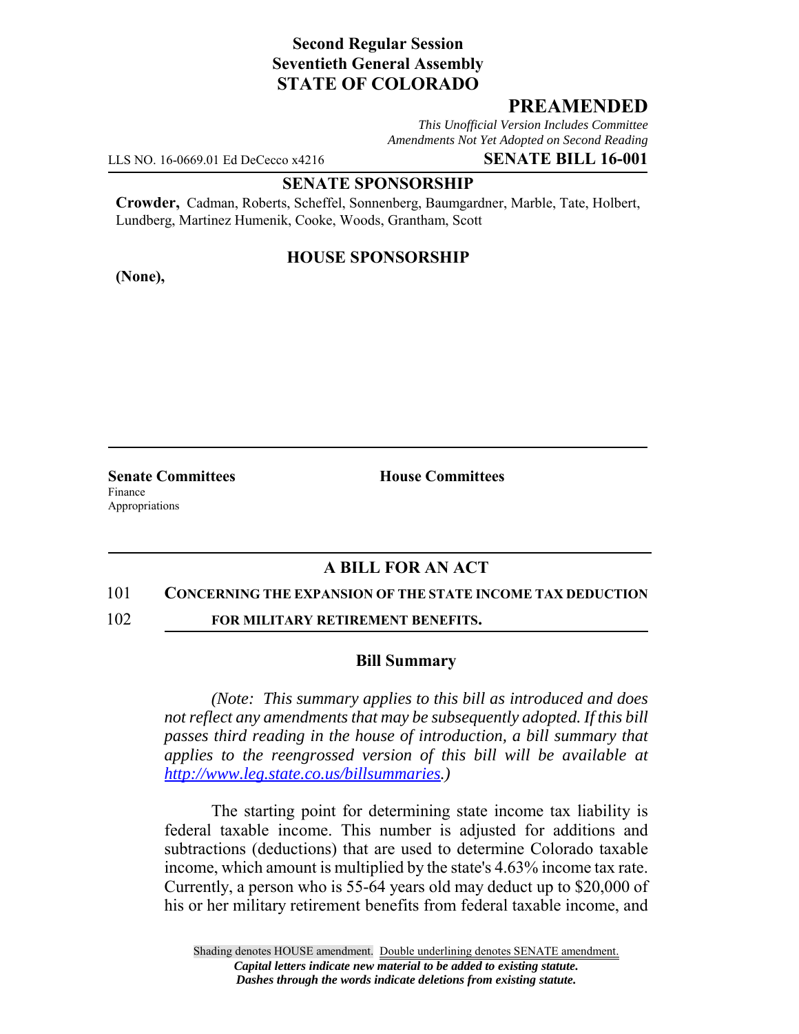**Second Regular Session**
**Seventieth General Assembly**
**STATE OF COLORADO**

# PREAMENDED

*This Unofficial Version Includes Committee Amendments Not Yet Adopted on Second Reading*

LLS NO. 16-0669.01 Ed DeCecco x4216 **SENATE BILL 16-001**

## SENATE SPONSORSHIP

**Crowder,** Cadman, Roberts, Scheffel, Sonnenberg, Baumgardner, Marble, Tate, Holbert, Lundberg, Martinez Humenik, Cooke, Woods, Grantham, Scott

## HOUSE SPONSORSHIP

**(None),**

**Senate Committees**
Finance
Appropriations

**House Committees**

## A BILL FOR AN ACT

101 **CONCERNING THE EXPANSION OF THE STATE INCOME TAX DEDUCTION**
102 **FOR MILITARY RETIREMENT BENEFITS.**

### Bill Summary

*(Note: This summary applies to this bill as introduced and does not reflect any amendments that may be subsequently adopted. If this bill passes third reading in the house of introduction, a bill summary that applies to the reengrossed version of this bill will be available at http://www.leg.state.co.us/billsummaries.)*

The starting point for determining state income tax liability is federal taxable income. This number is adjusted for additions and subtractions (deductions) that are used to determine Colorado taxable income, which amount is multiplied by the state's 4.63% income tax rate. Currently, a person who is 55-64 years old may deduct up to $20,000 of his or her military retirement benefits from federal taxable income, and

Shading denotes HOUSE amendment. Double underlining denotes SENATE amendment.
*Capital letters indicate new material to be added to existing statute.*
*Dashes through the words indicate deletions from existing statute.*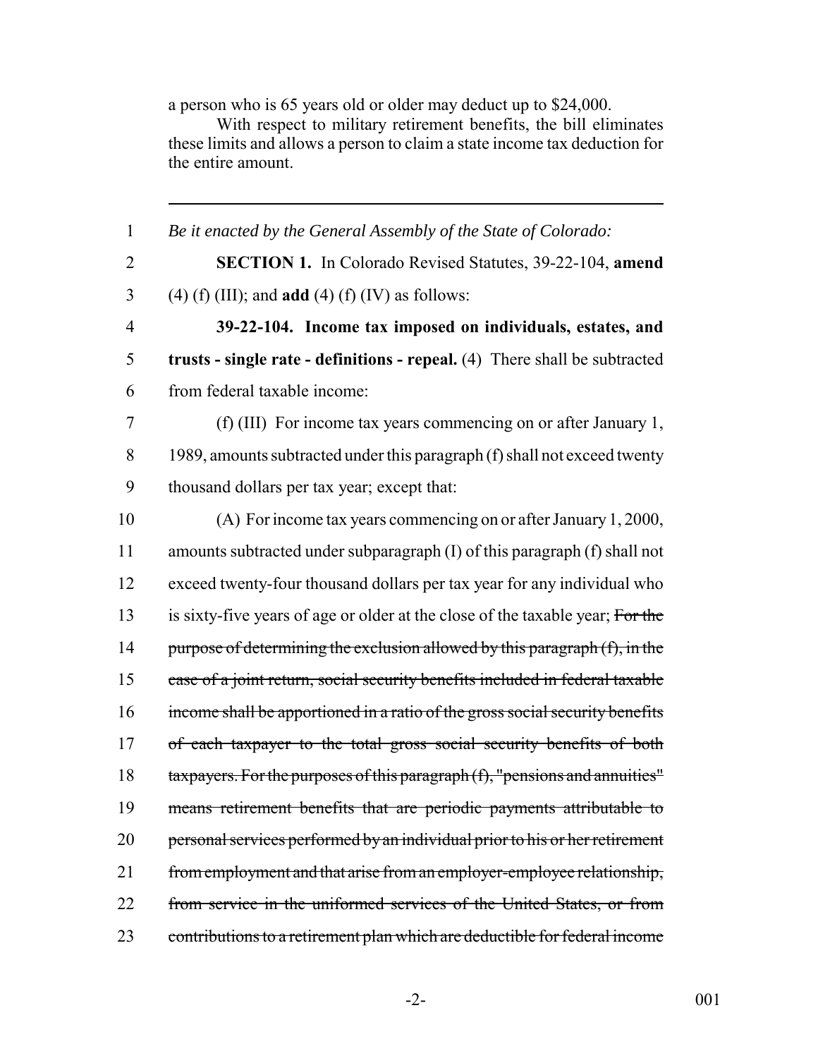a person who is 65 years old or older may deduct up to $24,000.

With respect to military retirement benefits, the bill eliminates these limits and allows a person to claim a state income tax deduction for the entire amount.

---

1 *Be it enacted by the General Assembly of the State of Colorado:*

2 **SECTION 1.** In Colorado Revised Statutes, 39-22-104, **amend**
3 (4) (f) (III); and **add** (4) (f) (IV) as follows:

4 **39-22-104. Income tax imposed on individuals, estates, and**
5 **trusts - single rate - definitions - repeal.** (4) There shall be subtracted
6 from federal taxable income:

7 (f) (III) For income tax years commencing on or after January 1,
8 1989, amounts subtracted under this paragraph (f) shall not exceed twenty
9 thousand dollars per tax year; except that:

10 (A) For income tax years commencing on or after January 1, 2000,
11 amounts subtracted under subparagraph (I) of this paragraph (f) shall not
12 exceed twenty-four thousand dollars per tax year for any individual who
13 is sixty-five years of age or older at the close of the taxable year; ~~For the~~
14 ~~purpose of determining the exclusion allowed by this paragraph (f), in the~~
15 ~~case of a joint return, social security benefits included in federal taxable~~
16 ~~income shall be apportioned in a ratio of the gross social security benefits~~
17 ~~of each taxpayer to the total gross social security benefits of both~~
18 ~~taxpayers. For the purposes of this paragraph (f), "pensions and annuities"~~
19 ~~means retirement benefits that are periodic payments attributable to~~
20 ~~personal services performed by an individual prior to his or her retirement~~
21 ~~from employment and that arise from an employer-employee relationship,~~
22 ~~from service in the uniformed services of the United States, or from~~
23 ~~contributions to a retirement plan which are deductible for federal income~~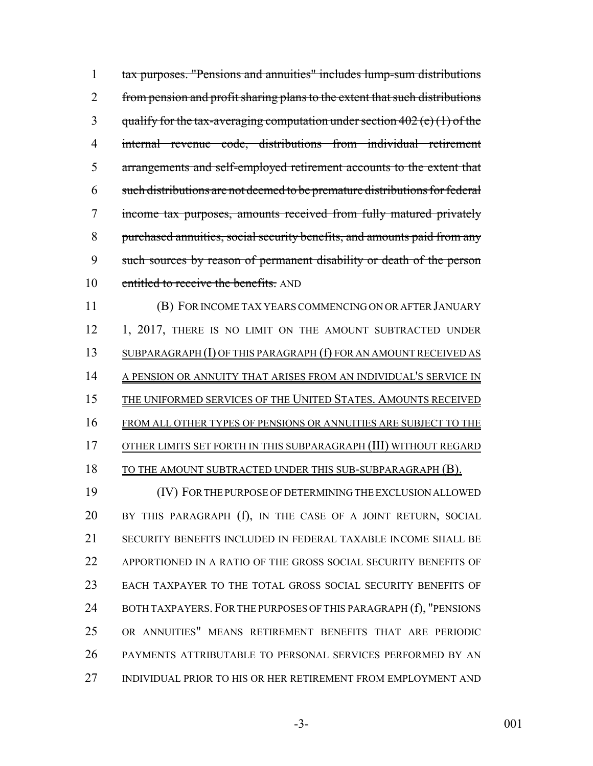1 ~~tax purposes. "Pensions and annuities" includes lump-sum distributions~~
2 ~~from pension and profit sharing plans to the extent that such distributions~~
3 ~~qualify for the tax-averaging computation under section 402 (e) (1) of the~~
4 ~~internal revenue code, distributions from individual retirement~~
5 ~~arrangements and self-employed retirement accounts to the extent that~~
6 ~~such distributions are not deemed to be premature distributions for federal~~
7 ~~income tax purposes, amounts received from fully matured privately~~
8 ~~purchased annuities, social security benefits, and amounts paid from any~~
9 ~~such sources by reason of permanent disability or death of the person~~
10 ~~entitled to receive the benefits.~~ AND

11 (B) FOR INCOME TAX YEARS COMMENCING ON OR AFTER JANUARY
12 1, 2017, THERE IS NO LIMIT ON THE AMOUNT SUBTRACTED UNDER
13 <u>SUBPARAGRAPH (I) OF THIS PARAGRAPH (f) FOR AN AMOUNT RECEIVED AS</u>
14 <u>A PENSION OR ANNUITY THAT ARISES FROM AN INDIVIDUAL'S SERVICE IN</u>
15 <u>THE UNIFORMED SERVICES OF THE UNITED STATES. AMOUNTS RECEIVED</u>
16 <u>FROM ALL OTHER TYPES OF PENSIONS OR ANNUITIES ARE SUBJECT TO THE</u>
17 <u>OTHER LIMITS SET FORTH IN THIS SUBPARAGRAPH (III) WITHOUT REGARD</u>
18 <u>TO THE AMOUNT SUBTRACTED UNDER THIS SUB-SUBPARAGRAPH (B).</u>

19 (IV) FOR THE PURPOSE OF DETERMINING THE EXCLUSION ALLOWED
20 BY THIS PARAGRAPH (f), IN THE CASE OF A JOINT RETURN, SOCIAL
21 SECURITY BENEFITS INCLUDED IN FEDERAL TAXABLE INCOME SHALL BE
22 APPORTIONED IN A RATIO OF THE GROSS SOCIAL SECURITY BENEFITS OF
23 EACH TAXPAYER TO THE TOTAL GROSS SOCIAL SECURITY BENEFITS OF
24 BOTH TAXPAYERS. FOR THE PURPOSES OF THIS PARAGRAPH (f), "PENSIONS
25 OR ANNUITIES" MEANS RETIREMENT BENEFITS THAT ARE PERIODIC
26 PAYMENTS ATTRIBUTABLE TO PERSONAL SERVICES PERFORMED BY AN
27 INDIVIDUAL PRIOR TO HIS OR HER RETIREMENT FROM EMPLOYMENT AND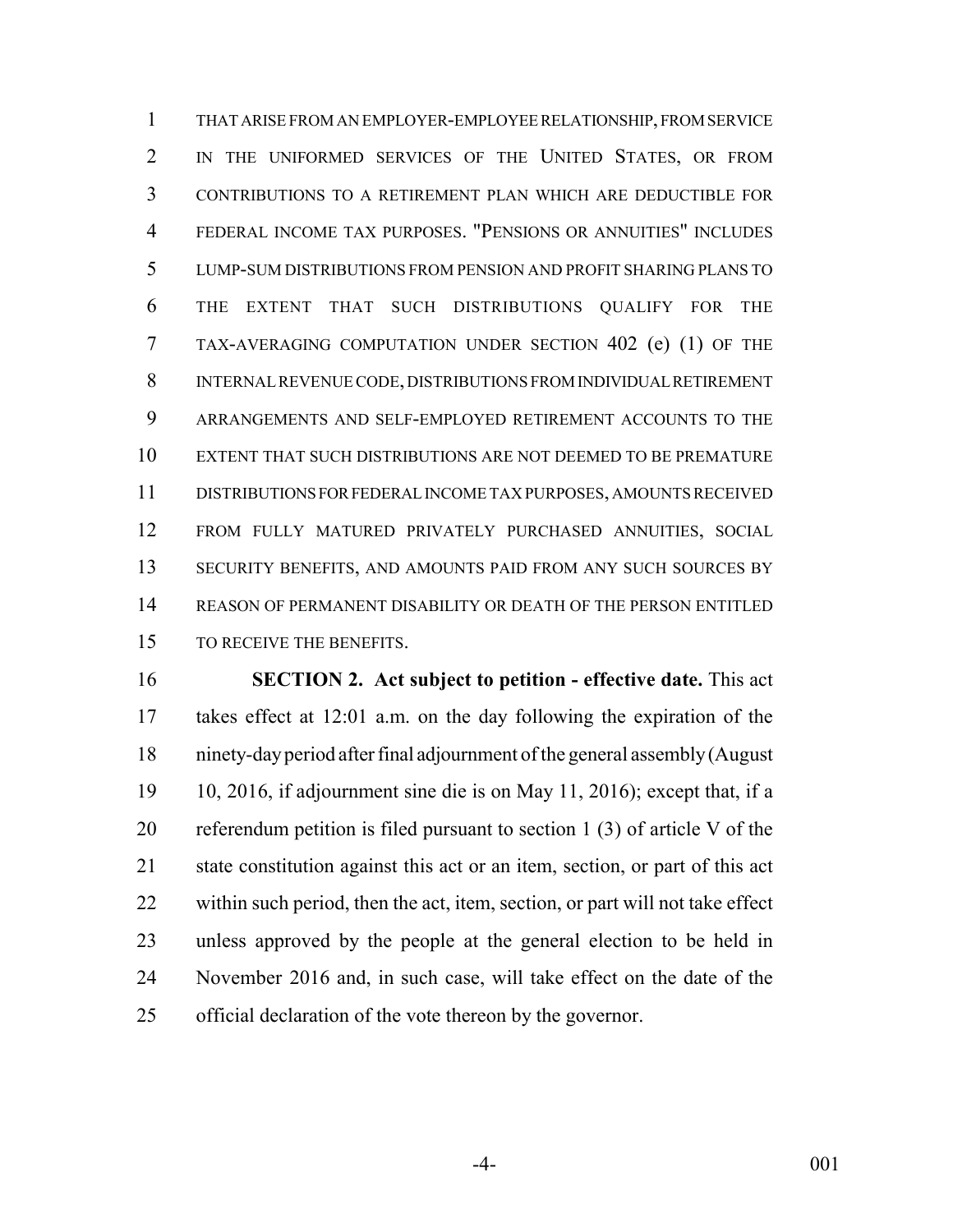THAT ARISE FROM AN EMPLOYER-EMPLOYEE RELATIONSHIP, FROM SERVICE IN THE UNIFORMED SERVICES OF THE UNITED STATES, OR FROM CONTRIBUTIONS TO A RETIREMENT PLAN WHICH ARE DEDUCTIBLE FOR FEDERAL INCOME TAX PURPOSES. "PENSIONS OR ANNUITIES" INCLUDES LUMP-SUM DISTRIBUTIONS FROM PENSION AND PROFIT SHARING PLANS TO THE EXTENT THAT SUCH DISTRIBUTIONS QUALIFY FOR THE TAX-AVERAGING COMPUTATION UNDER SECTION 402 (e) (1) OF THE INTERNAL REVENUE CODE, DISTRIBUTIONS FROM INDIVIDUAL RETIREMENT ARRANGEMENTS AND SELF-EMPLOYED RETIREMENT ACCOUNTS TO THE EXTENT THAT SUCH DISTRIBUTIONS ARE NOT DEEMED TO BE PREMATURE DISTRIBUTIONS FOR FEDERAL INCOME TAX PURPOSES, AMOUNTS RECEIVED FROM FULLY MATURED PRIVATELY PURCHASED ANNUITIES, SOCIAL SECURITY BENEFITS, AND AMOUNTS PAID FROM ANY SUCH SOURCES BY REASON OF PERMANENT DISABILITY OR DEATH OF THE PERSON ENTITLED TO RECEIVE THE BENEFITS.

**SECTION 2. Act subject to petition - effective date.** This act takes effect at 12:01 a.m. on the day following the expiration of the ninety-day period after final adjournment of the general assembly (August 10, 2016, if adjournment sine die is on May 11, 2016); except that, if a referendum petition is filed pursuant to section 1 (3) of article V of the state constitution against this act or an item, section, or part of this act within such period, then the act, item, section, or part will not take effect unless approved by the people at the general election to be held in November 2016 and, in such case, will take effect on the date of the official declaration of the vote thereon by the governor.